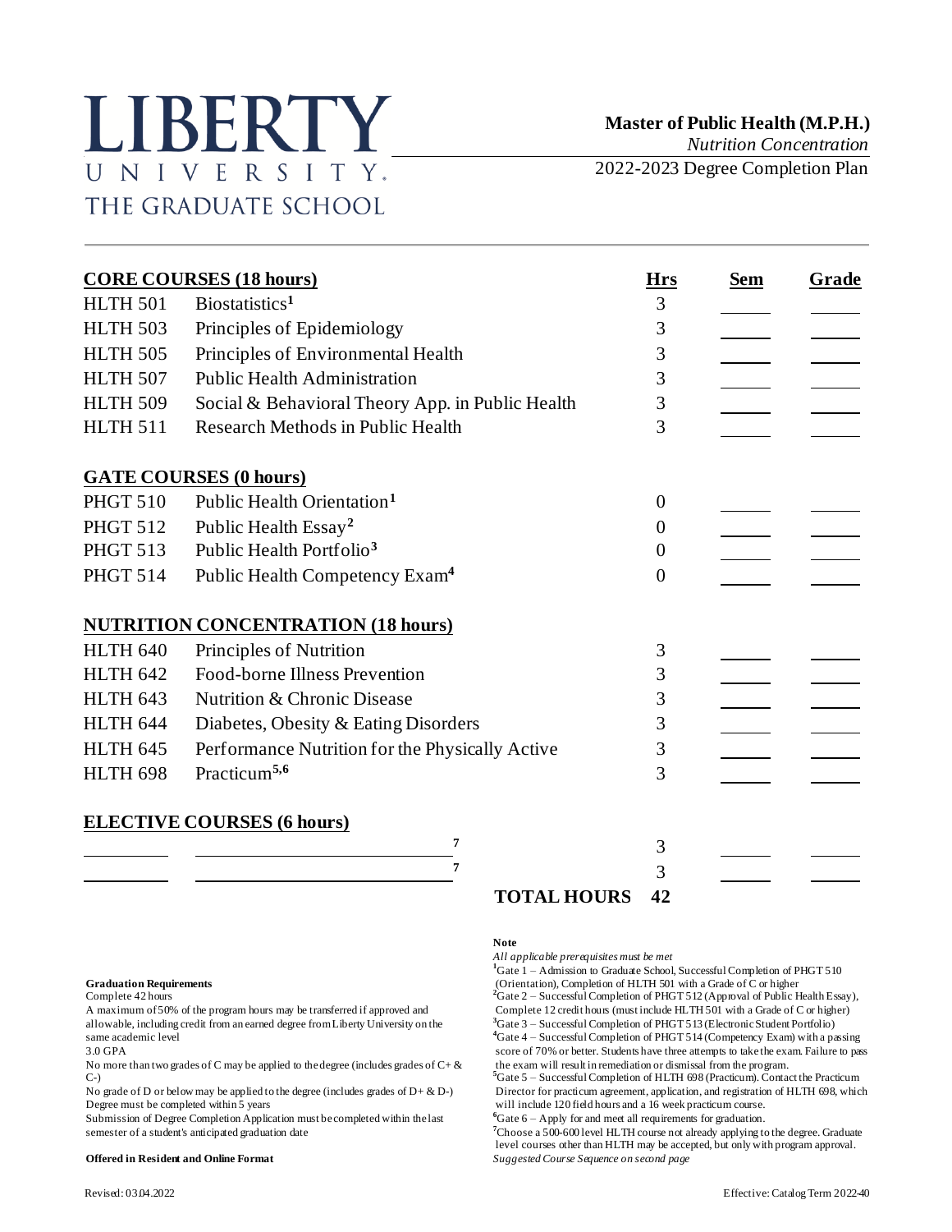# LIBERTY UNIVERSITY
## THE GRADUATE SCHOOL

**Master of Public Health (M.P.H.)**
*Nutrition Concentration*
2022-2023 Degree Completion Plan

| **CORE COURSES (18 hours)** | | **Hrs** | **Sem** | **Grade** |
|---|---|---|---|---|
| HLTH 501 | Biostatistics[1] | 3 | | |
| HLTH 503 | Principles of Epidemiology | 3 | | |
| HLTH 505 | Principles of Environmental Health | 3 | | |
| HLTH 507 | Public Health Administration | 3 | | |
| HLTH 509 | Social & Behavioral Theory App. in Public Health | 3 | | |
| HLTH 511 | Research Methods in Public Health | 3 | | |
| **GATE COURSES (0 hours)** | | | | |
| PHGT 510 | Public Health Orientation[1] | 0 | | |
| PHGT 512 | Public Health Essay[2] | 0 | | |
| PHGT 513 | Public Health Portfolio[3] | 0 | | |
| PHGT 514 | Public Health Competency Exam[4] | 0 | | |
| **NUTRITION CONCENTRATION (18 hours)** | | | | |
| HLTH 640 | Principles of Nutrition | 3 | | |
| HLTH 642 | Food-borne Illness Prevention | 3 | | |
| HLTH 643 | Nutrition & Chronic Disease | 3 | | |
| HLTH 644 | Diabetes, Obesity & Eating Disorders | 3 | | |
| HLTH 645 | Performance Nutrition for the Physically Active | 3 | | |
| HLTH 698 | Practicum[5,6] | 3 | | |
| **ELECTIVE COURSES (6 hours)** | | | | |
| | [7] | 3 | | |
| | [7] | 3 | | |
| | **TOTAL HOURS** | **42** | | |

**Graduation Requirements**

Complete 42 hours

A maximum of 50% of the program hours may be transferred if approved and allowable, including credit from an earned degree from Liberty University on the same academic level

3.0 GPA

No more than two grades of C may be applied to the degree (includes grades of C+ & C-)

No grade of D or below may be applied to the degree (includes grades of D+ & D-)

Degree must be completed within 5 years

Submission of Degree Completion Application must be completed within the last semester of a student's anticipated graduation date

**Offered in Resident and Online Format**

**Note**

*All applicable prerequisites must be met*

[1]Gate 1 – Admission to Graduate School, Successful Completion of PHGT 510 (Orientation), Completion of HLTH 501 with a Grade of C or higher

[2]Gate 2 – Successful Completion of PHGT 512 (Approval of Public Health Essay), Complete 12 credit hours (must include HLTH 501 with a Grade of C or higher)

[3]Gate 3 – Successful Completion of PHGT 513 (Electronic Student Portfolio)

[4]Gate 4 – Successful Completion of PHGT 514 (Competency Exam) with a passing score of 70% or better. Students have three attempts to take the exam. Failure to pass the exam will result in remediation or dismissal from the program.

[5]Gate 5 – Successful Completion of HLTH 698 (Practicum). Contact the Practicum Director for practicum agreement, application, and registration of HLTH 698, which will include 120 field hours and a 16 week practicum course.

[6]Gate 6 – Apply for and meet all requirements for graduation.

[7]Choose a 500-600 level HLTH course not already applying to the degree. Graduate level courses other than HLTH may be accepted, but only with program approval.

*Suggested Course Sequence on second page*

Revised: 03.04.2022

Effective: Catalog Term 2022-40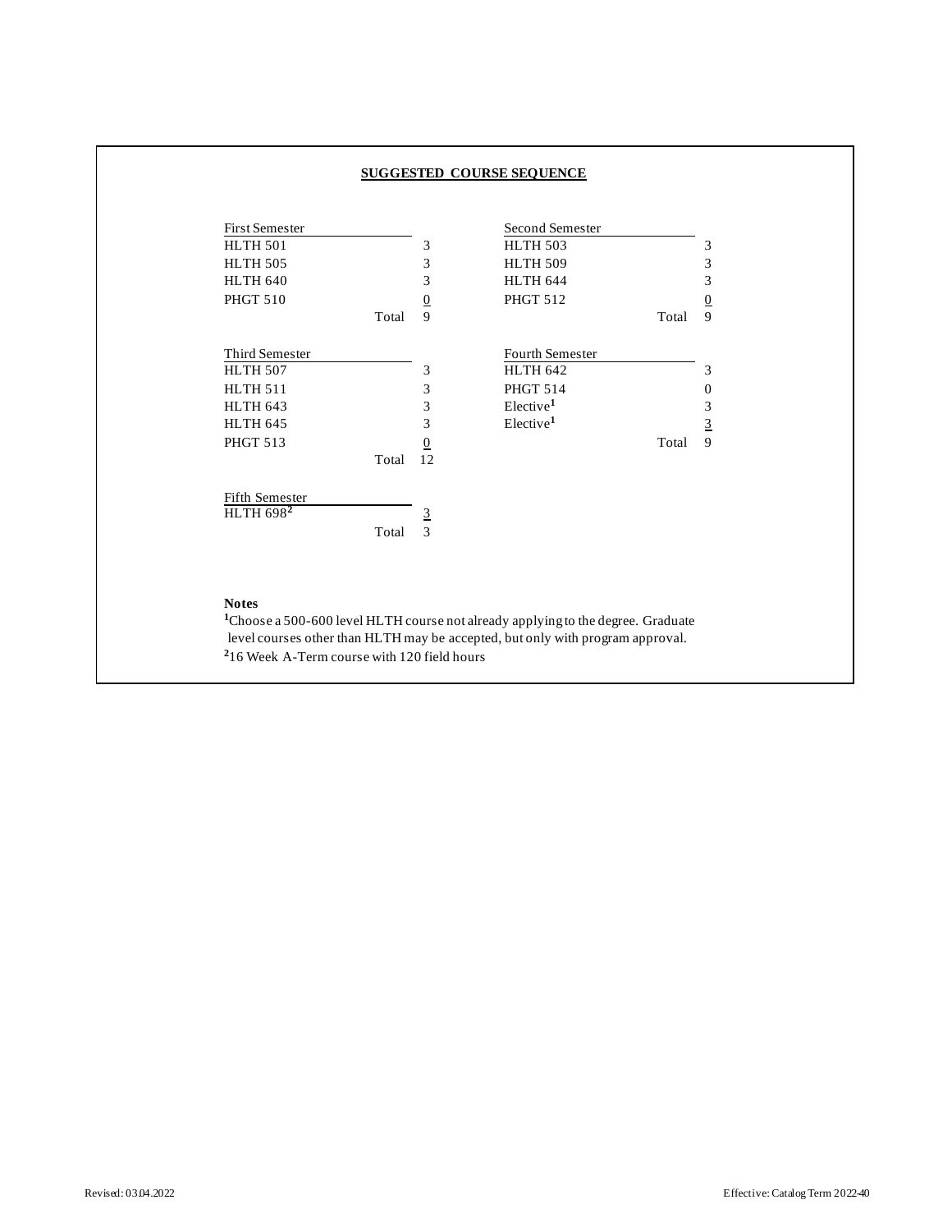## SUGGESTED COURSE SEQUENCE

| First Semester | |
|---|---|
| HLTH 501 | 3 |
| HLTH 505 | 3 |
| HLTH 640 | 3 |
| PHGT 510 | 0 |
| Total | 9 |

| Second Semester | |
|---|---|
| HLTH 503 | 3 |
| HLTH 509 | 3 |
| HLTH 644 | 3 |
| PHGT 512 | 0 |
| Total | 9 |

| Third Semester | |
|---|---|
| HLTH 507 | 3 |
| HLTH 511 | 3 |
| HLTH 643 | 3 |
| HLTH 645 | 3 |
| PHGT 513 | 0 |
| Total | 12 |

| Fourth Semester | |
|---|---|
| HLTH 642 | 3 |
| PHGT 514 | 0 |
| Elective[1] | 3 |
| Elective[1] | 3 |
| Total | 9 |

| Fifth Semester | |
|---|---|
| HLTH 698[2] | 3 |
| Total | 3 |

**Notes**

[1]Choose a 500-600 level HLTH course not already applying to the degree. Graduate level courses other than HLTH may be accepted, but only with program approval.

[2]16 Week A-Term course with 120 field hours

Revised: 03.04.2022

Effective: Catalog Term 2022-40